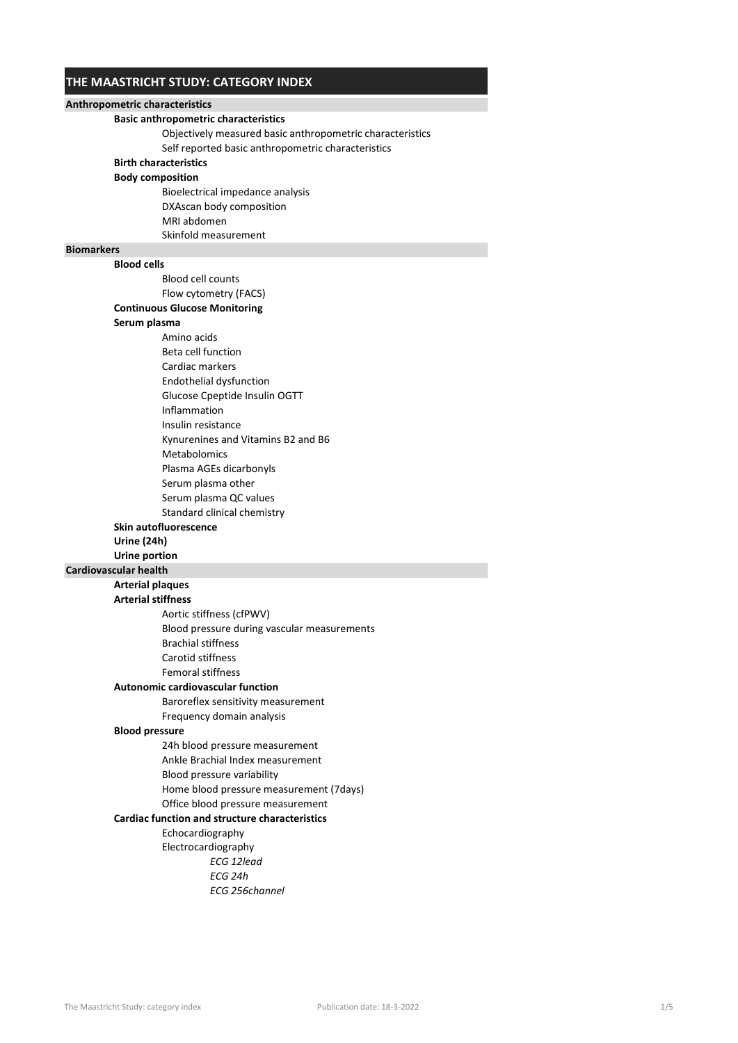# THE MAASTRICHT STUDY: CATEGORY INDEX

## Anthropometric characteristics

- **Basic anthropometric characteristics**
  - Objectively measured basic anthropometric characteristics
  - Self reported basic anthropometric characteristics
- **Birth characteristics**
- **Body composition**
  - Bioelectrical impedance analysis
  - DXAscan body composition
  - MRI abdomen
  - Skinfold measurement

## Biomarkers

- **Blood cells**
  - Blood cell counts
  - Flow cytometry (FACS)
- **Continuous Glucose Monitoring**
- **Serum plasma**
  - Amino acids
  - Beta cell function
  - Cardiac markers
  - Endothelial dysfunction
  - Glucose Cpeptide Insulin OGTT
  - Inflammation
  - Insulin resistance
  - Kynurenines and Vitamins B2 and B6
  - Metabolomics
  - Plasma AGEs dicarbonyls
  - Serum plasma other
  - Serum plasma QC values
  - Standard clinical chemistry
- **Skin autofluorescence**
- **Urine (24h)**
- **Urine portion**

## Cardiovascular health

- **Arterial plaques**
- **Arterial stiffness**
  - Aortic stiffness (cfPWV)
  - Blood pressure during vascular measurements
  - Brachial stiffness
  - Carotid stiffness
  - Femoral stiffness
- **Autonomic cardiovascular function**
  - Baroreflex sensitivity measurement
  - Frequency domain analysis
- **Blood pressure**
  - 24h blood pressure measurement
  - Ankle Brachial Index measurement
  - Blood pressure variability
  - Home blood pressure measurement (7days)
  - Office blood pressure measurement
- **Cardiac function and structure characteristics**
  - Echocardiography
  - Electrocardiography
    - *ECG 12lead*
    - *ECG 24h*
    - *ECG 256channel*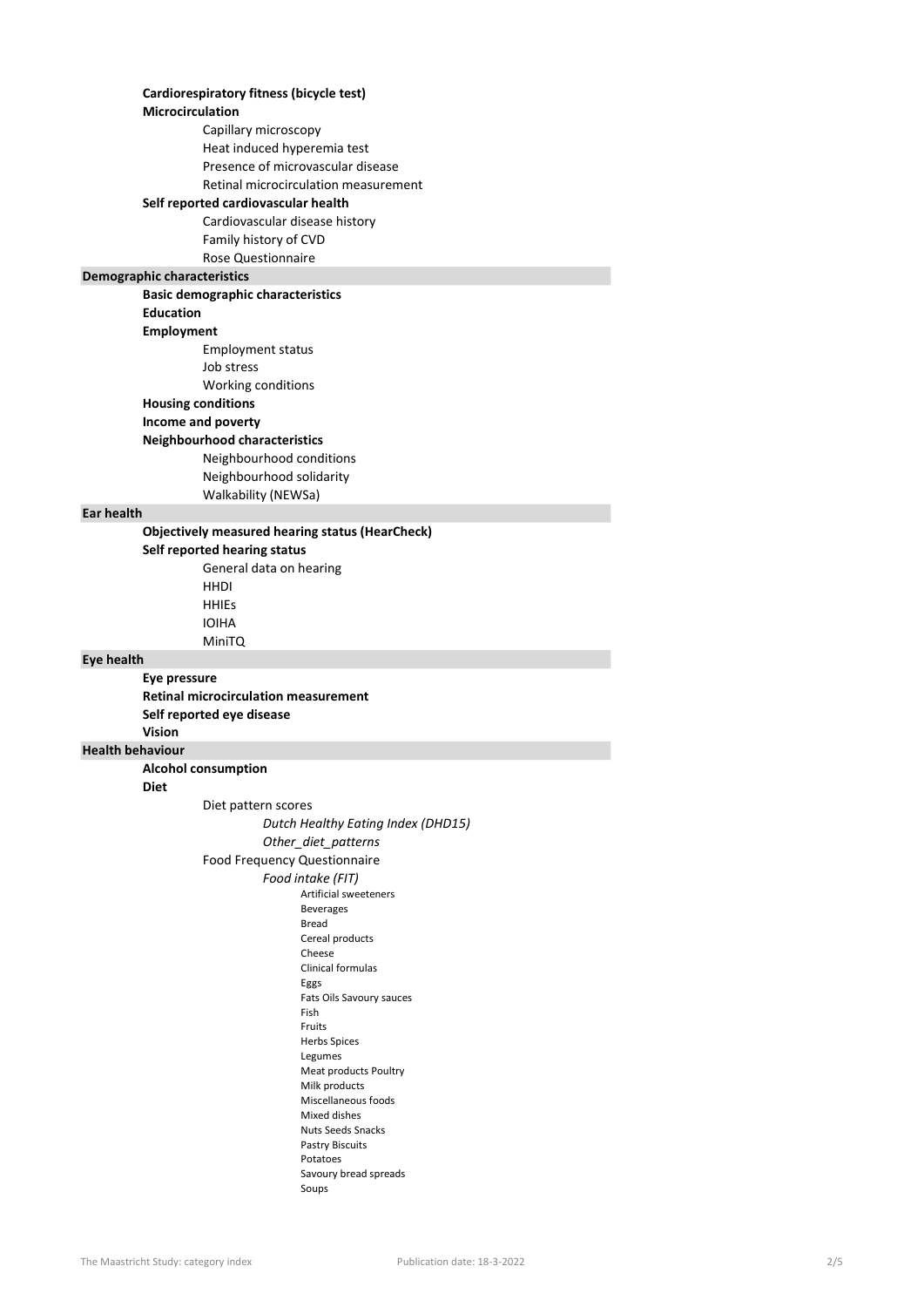**Cardiorespiratory fitness (bicycle test)**

**Microcirculation**

- Capillary microscopy
- Heat induced hyperemia test
- Presence of microvascular disease
- Retinal microcirculation measurement

**Self reported cardiovascular health**

- Cardiovascular disease history
- Family history of CVD
- Rose Questionnaire

## Demographic characteristics

**Basic demographic characteristics**

**Education**

**Employment**

- Employment status
- Job stress
- Working conditions

**Housing conditions**

**Income and poverty**

**Neighbourhood characteristics**

- Neighbourhood conditions
- Neighbourhood solidarity
- Walkability (NEWSa)

## Ear health

**Objectively measured hearing status (HearCheck)**

**Self reported hearing status**

- General data on hearing
- HHDI
- HHIEs
- IOIHA
- MiniTQ

## Eye health

**Eye pressure**

**Retinal microcirculation measurement**

**Self reported eye disease**

**Vision**

## Health behaviour

**Alcohol consumption**

**Diet**

- Diet pattern scores
    - *Dutch Healthy Eating Index (DHD15)*
    - *Other_diet_patterns*
- Food Frequency Questionnaire
    - *Food intake (FIT)*
        - Artificial sweeteners
        - Beverages
        - Bread
        - Cereal products
        - Cheese
        - Clinical formulas
        - Eggs
        - Fats Oils Savoury sauces
        - Fish
        - Fruits
        - Herbs Spices
        - Legumes
        - Meat products Poultry
        - Milk products
        - Miscellaneous foods
        - Mixed dishes
        - Nuts Seeds Snacks
        - Pastry Biscuits
        - Potatoes
        - Savoury bread spreads
        - Soups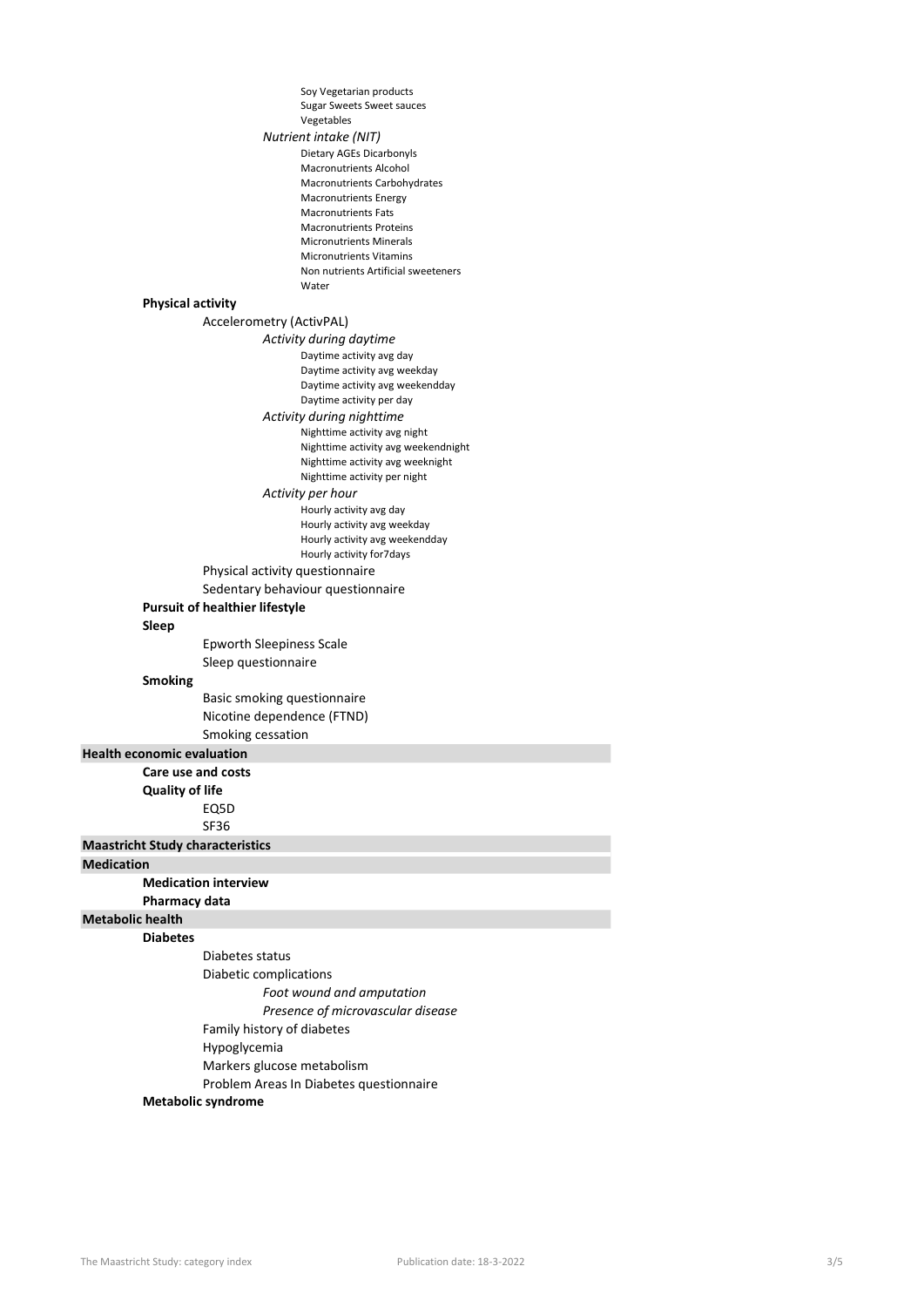Soy Vegetarian products
Sugar Sweets Sweet sauces
Vegetables

*Nutrient intake (NIT)*

Dietary AGEs Dicarbonyls
Macronutrients Alcohol
Macronutrients Carbohydrates
Macronutrients Energy
Macronutrients Fats
Macronutrients Proteins
Micronutrients Minerals
Micronutrients Vitamins
Non nutrients Artificial sweeteners
Water

**Physical activity**

Accelerometry (ActivPAL)

*Activity during daytime*

Daytime activity avg day
Daytime activity avg weekday
Daytime activity avg weekendday
Daytime activity per day

*Activity during nighttime*

Nighttime activity avg night
Nighttime activity avg weekendnight
Nighttime activity avg weeknight
Nighttime activity per night

*Activity per hour*

Hourly activity avg day
Hourly activity avg weekday
Hourly activity avg weekendday
Hourly activity for7days

Physical activity questionnaire
Sedentary behaviour questionnaire

**Pursuit of healthier lifestyle**

**Sleep**

Epworth Sleepiness Scale
Sleep questionnaire

**Smoking**

Basic smoking questionnaire
Nicotine dependence (FTND)
Smoking cessation

## Health economic evaluation

**Care use and costs**

**Quality of life**

EQ5D
SF36

## Maastricht Study characteristics

## Medication

**Medication interview**

**Pharmacy data**

## Metabolic health

**Diabetes**

Diabetes status
Diabetic complications

*Foot wound and amputation*

*Presence of microvascular disease*

Family history of diabetes
Hypoglycemia
Markers glucose metabolism
Problem Areas In Diabetes questionnaire

**Metabolic syndrome**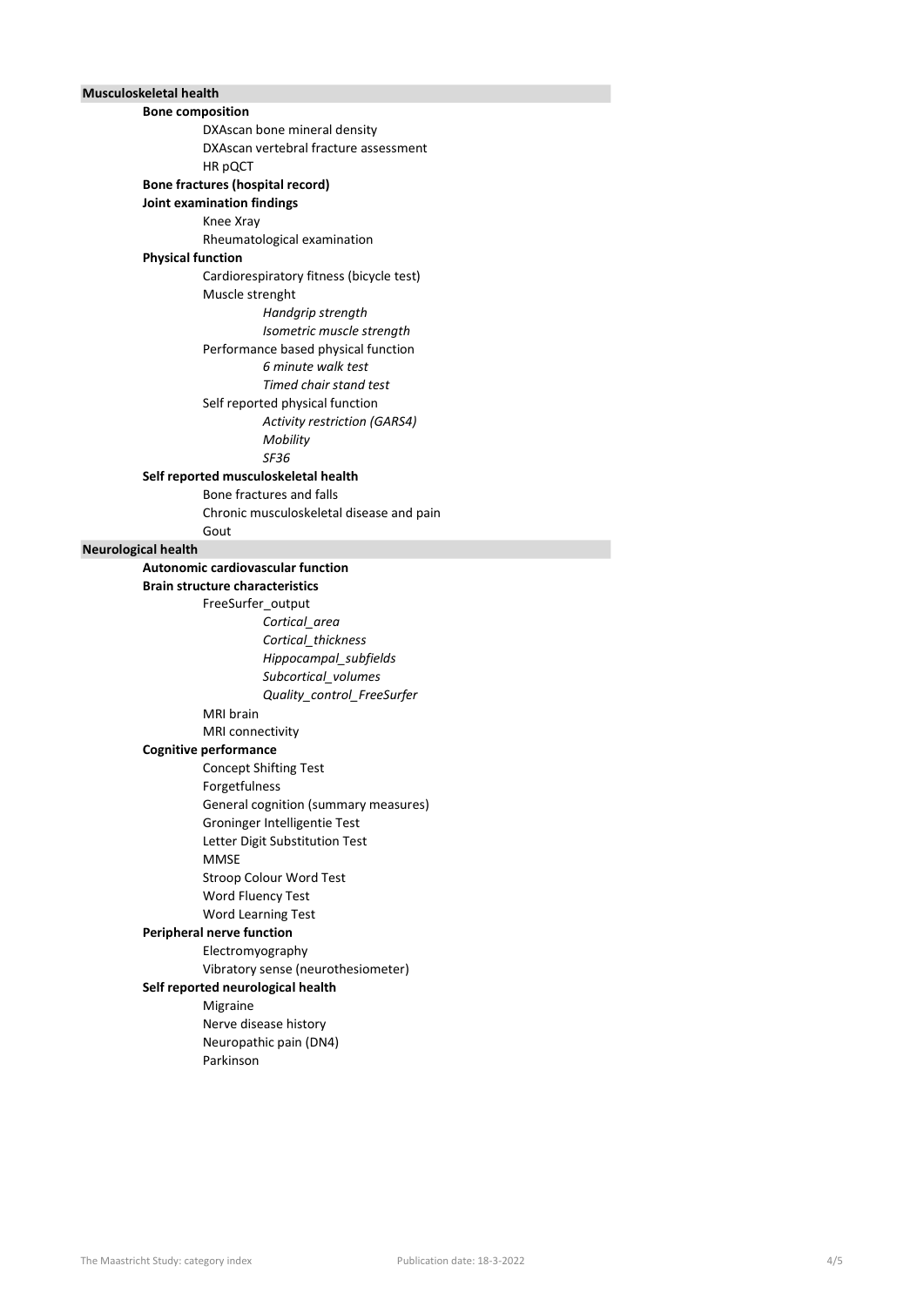## Musculoskeletal health

### Bone composition

- DXAscan bone mineral density
- DXAscan vertebral fracture assessment
- HR pQCT

### Bone fractures (hospital record)

### Joint examination findings

- Knee Xray
- Rheumatological examination

### Physical function

- Cardiorespiratory fitness (bicycle test)
- Muscle strenght
    - *Handgrip strength*
    - *Isometric muscle strength*
- Performance based physical function
    - *6 minute walk test*
    - *Timed chair stand test*
- Self reported physical function
    - *Activity restriction (GARS4)*
    - *Mobility*
    - *SF36*

### Self reported musculoskeletal health

- Bone fractures and falls
- Chronic musculoskeletal disease and pain
- Gout

## Neurological health

### Autonomic cardiovascular function

### Brain structure characteristics

- FreeSurfer_output
    - *Cortical_area*
    - *Cortical_thickness*
    - *Hippocampal_subfields*
    - *Subcortical_volumes*
    - *Quality_control_FreeSurfer*
- MRI brain
- MRI connectivity

### Cognitive performance

- Concept Shifting Test
- Forgetfulness
- General cognition (summary measures)
- Groninger Intelligentie Test
- Letter Digit Substitution Test
- MMSE
- Stroop Colour Word Test
- Word Fluency Test
- Word Learning Test

### Peripheral nerve function

- Electromyography
- Vibratory sense (neurothesiometer)

### Self reported neurological health

- Migraine
- Nerve disease history
- Neuropathic pain (DN4)
- Parkinson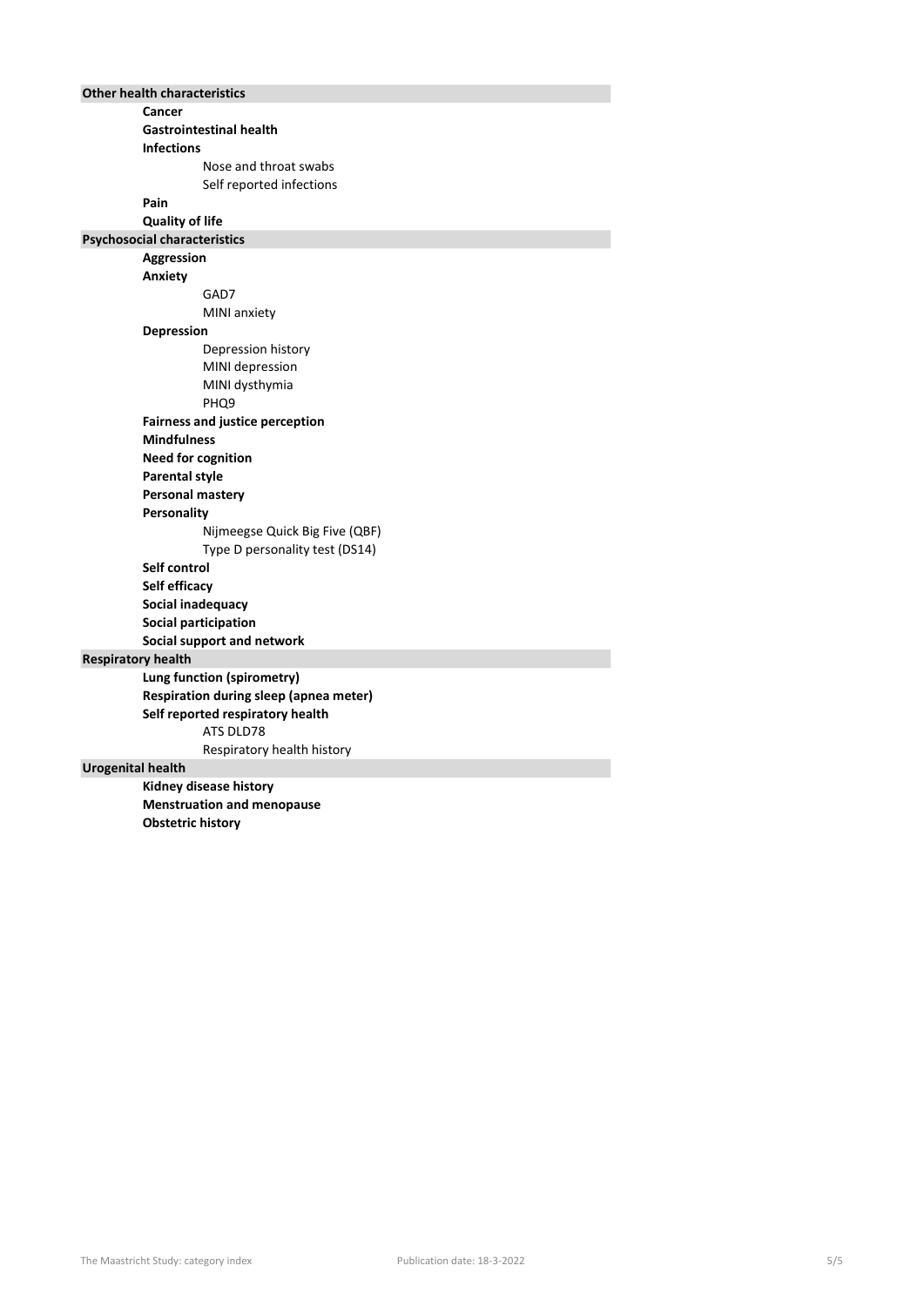## Other health characteristics

### Cancer

### Gastrointestinal health

### Infections

- Nose and throat swabs
- Self reported infections

### Pain

### Quality of life

## Psychosocial characteristics

### Aggression

### Anxiety

- GAD7
- MINI anxiety

### Depression

- Depression history
- MINI depression
- MINI dysthymia
- PHQ9

### Fairness and justice perception

### Mindfulness

### Need for cognition

### Parental style

### Personal mastery

### Personality

- Nijmeegse Quick Big Five (QBF)
- Type D personality test (DS14)

### Self control

### Self efficacy

### Social inadequacy

### Social participation

### Social support and network

## Respiratory health

### Lung function (spirometry)

### Respiration during sleep (apnea meter)

### Self reported respiratory health

- ATS DLD78
- Respiratory health history

## Urogenital health

### Kidney disease history

### Menstruation and menopause

### Obstetric history